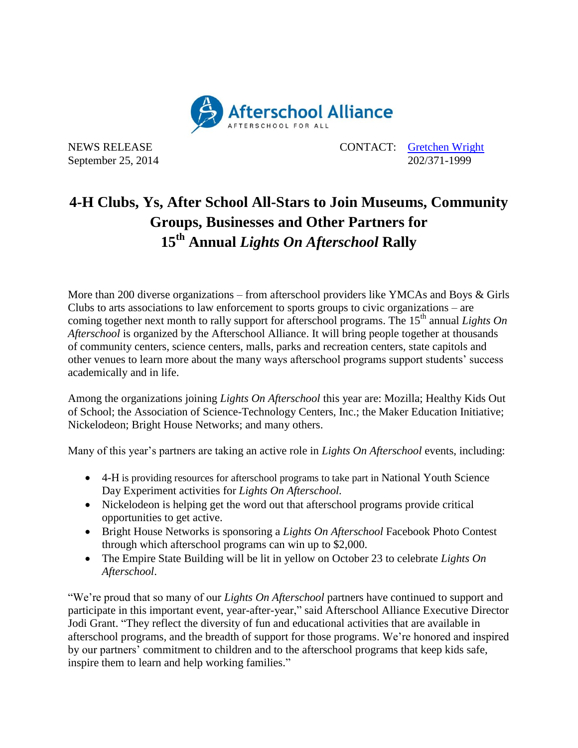Afterschool Alliance
AFTERSCHOOL FOR ALL

NEWS RELEASE
September 25, 2014

CONTACT: Gretchen Wright
202/371-1999

# 4-H Clubs, Ys, After School All-Stars to Join Museums, Community Groups, Businesses and Other Partners for 15th Annual *Lights On Afterschool* Rally

More than 200 diverse organizations – from afterschool providers like YMCAs and Boys & Girls Clubs to arts associations to law enforcement to sports groups to civic organizations – are coming together next month to rally support for afterschool programs. The 15th annual *Lights On Afterschool* is organized by the Afterschool Alliance. It will bring people together at thousands of community centers, science centers, malls, parks and recreation centers, state capitols and other venues to learn more about the many ways afterschool programs support students' success academically and in life.

Among the organizations joining *Lights On Afterschool* this year are: Mozilla; Healthy Kids Out of School; the Association of Science-Technology Centers, Inc.; the Maker Education Initiative; Nickelodeon; Bright House Networks; and many others.

Many of this year's partners are taking an active role in *Lights On Afterschool* events, including:

- 4-H is providing resources for afterschool programs to take part in National Youth Science Day Experiment activities for *Lights On Afterschool.*
- Nickelodeon is helping get the word out that afterschool programs provide critical opportunities to get active.
- Bright House Networks is sponsoring a *Lights On Afterschool* Facebook Photo Contest through which afterschool programs can win up to $2,000.
- The Empire State Building will be lit in yellow on October 23 to celebrate *Lights On Afterschool*.

"We're proud that so many of our *Lights On Afterschool* partners have continued to support and participate in this important event, year-after-year," said Afterschool Alliance Executive Director Jodi Grant. "They reflect the diversity of fun and educational activities that are available in afterschool programs, and the breadth of support for those programs. We're honored and inspired by our partners' commitment to children and to the afterschool programs that keep kids safe, inspire them to learn and help working families."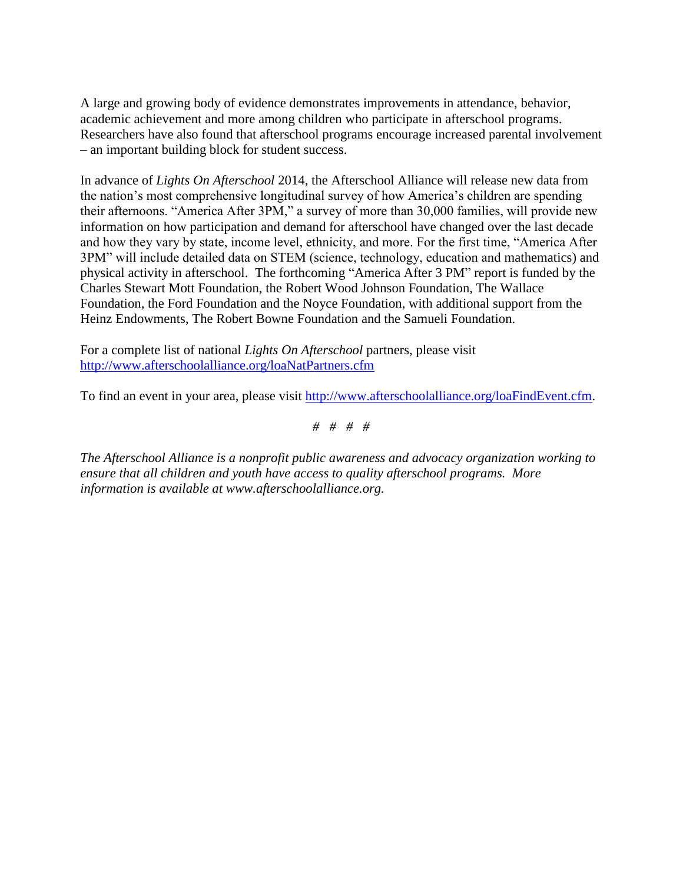A large and growing body of evidence demonstrates improvements in attendance, behavior, academic achievement and more among children who participate in afterschool programs. Researchers have also found that afterschool programs encourage increased parental involvement – an important building block for student success.

In advance of *Lights On Afterschool* 2014, the Afterschool Alliance will release new data from the nation's most comprehensive longitudinal survey of how America's children are spending their afternoons. "America After 3PM," a survey of more than 30,000 families, will provide new information on how participation and demand for afterschool have changed over the last decade and how they vary by state, income level, ethnicity, and more. For the first time, "America After 3PM" will include detailed data on STEM (science, technology, education and mathematics) and physical activity in afterschool. The forthcoming "America After 3 PM" report is funded by the Charles Stewart Mott Foundation, the Robert Wood Johnson Foundation, The Wallace Foundation, the Ford Foundation and the Noyce Foundation, with additional support from the Heinz Endowments, The Robert Bowne Foundation and the Samueli Foundation.

For a complete list of national *Lights On Afterschool* partners, please visit [http://www.afterschoolalliance.org/loaNatPartners.cfm](http://www.afterschoolalliance.org/loaNatPartners.cfm)

To find an event in your area, please visit [http://www.afterschoolalliance.org/loaFindEvent.cfm](http://www.afterschoolalliance.org/loaFindEvent.cfm).

# # # #

*The Afterschool Alliance is a nonprofit public awareness and advocacy organization working to ensure that all children and youth have access to quality afterschool programs. More information is available at www.afterschoolalliance.org.*